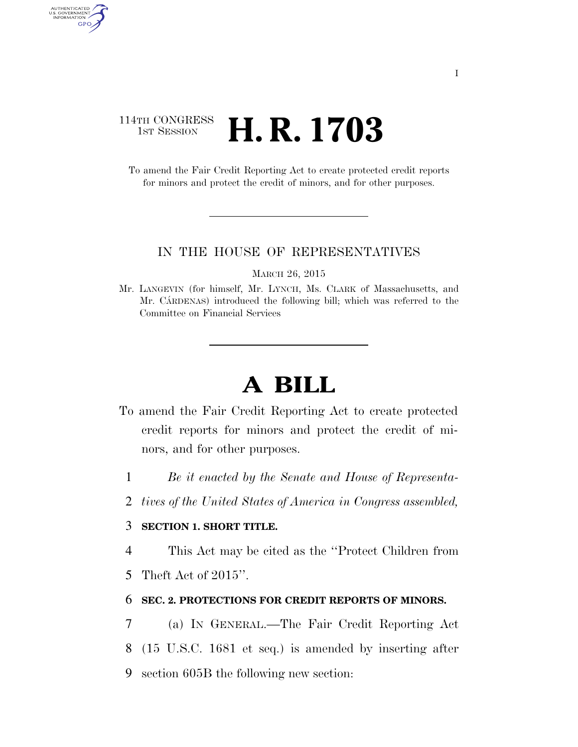114TH CONGRESS
1ST SESSION

# H. R. 1703

To amend the Fair Credit Reporting Act to create protected credit reports for minors and protect the credit of minors, and for other purposes.

IN THE HOUSE OF REPRESENTATIVES

MARCH 26, 2015

Mr. LANGEVIN (for himself, Mr. LYNCH, Ms. CLARK of Massachusetts, and Mr. CÁRDENAS) introduced the following bill; which was referred to the Committee on Financial Services

# A BILL

To amend the Fair Credit Reporting Act to create protected credit reports for minors and protect the credit of minors, and for other purposes.

1 *Be it enacted by the Senate and House of Representa-*
2 *tives of the United States of America in Congress assembled,*

3 **SECTION 1. SHORT TITLE.**

4 This Act may be cited as the ''Protect Children from
5 Theft Act of 2015''.

6 **SEC. 2. PROTECTIONS FOR CREDIT REPORTS OF MINORS.**

7 (a) IN GENERAL.—The Fair Credit Reporting Act
8 (15 U.S.C. 1681 et seq.) is amended by inserting after
9 section 605B the following new section: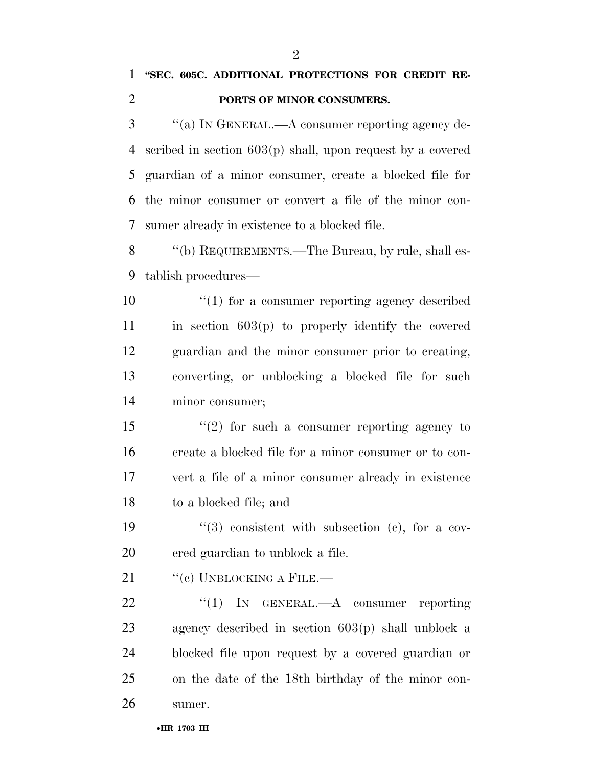**"SEC. 605C. ADDITIONAL PROTECTIONS FOR CREDIT REPORTS OF MINOR CONSUMERS.**

"(a) IN GENERAL.—A consumer reporting agency described in section 603(p) shall, upon request by a covered guardian of a minor consumer, create a blocked file for the minor consumer or convert a file of the minor consumer already in existence to a blocked file.

"(b) REQUIREMENTS.—The Bureau, by rule, shall establish procedures—

"(1) for a consumer reporting agency described in section 603(p) to properly identify the covered guardian and the minor consumer prior to creating, converting, or unblocking a blocked file for such minor consumer;

"(2) for such a consumer reporting agency to create a blocked file for a minor consumer or to convert a file of a minor consumer already in existence to a blocked file; and

"(3) consistent with subsection (c), for a covered guardian to unblock a file.

"(c) UNBLOCKING A FILE.—

"(1) IN GENERAL.—A consumer reporting agency described in section 603(p) shall unblock a blocked file upon request by a covered guardian or on the date of the 18th birthday of the minor consumer.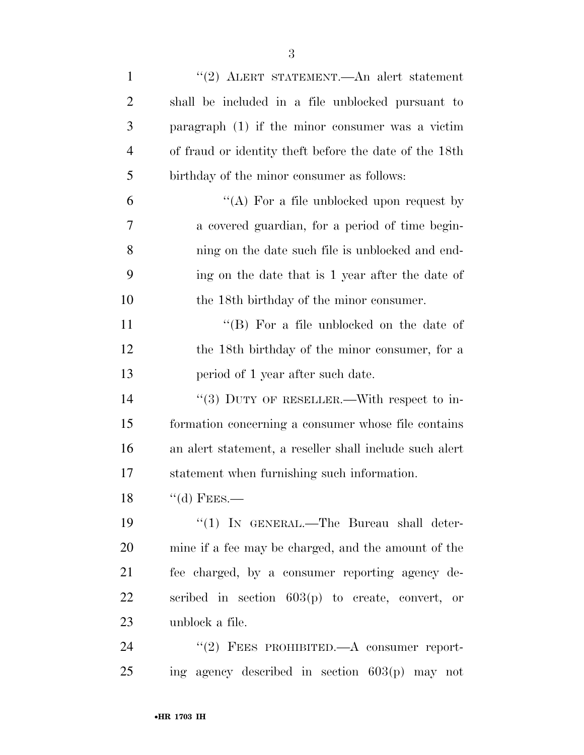"(2) ALERT STATEMENT.—An alert statement shall be included in a file unblocked pursuant to paragraph (1) if the minor consumer was a victim of fraud or identity theft before the date of the 18th birthday of the minor consumer as follows:

"(A) For a file unblocked upon request by a covered guardian, for a period of time beginning on the date such file is unblocked and ending on the date that is 1 year after the date of the 18th birthday of the minor consumer.

"(B) For a file unblocked on the date of the 18th birthday of the minor consumer, for a period of 1 year after such date.

"(3) DUTY OF RESELLER.—With respect to information concerning a consumer whose file contains an alert statement, a reseller shall include such alert statement when furnishing such information.

"(d) FEES.—

"(1) IN GENERAL.—The Bureau shall determine if a fee may be charged, and the amount of the fee charged, by a consumer reporting agency described in section 603(p) to create, convert, or unblock a file.

"(2) FEES PROHIBITED.—A consumer reporting agency described in section 603(p) may not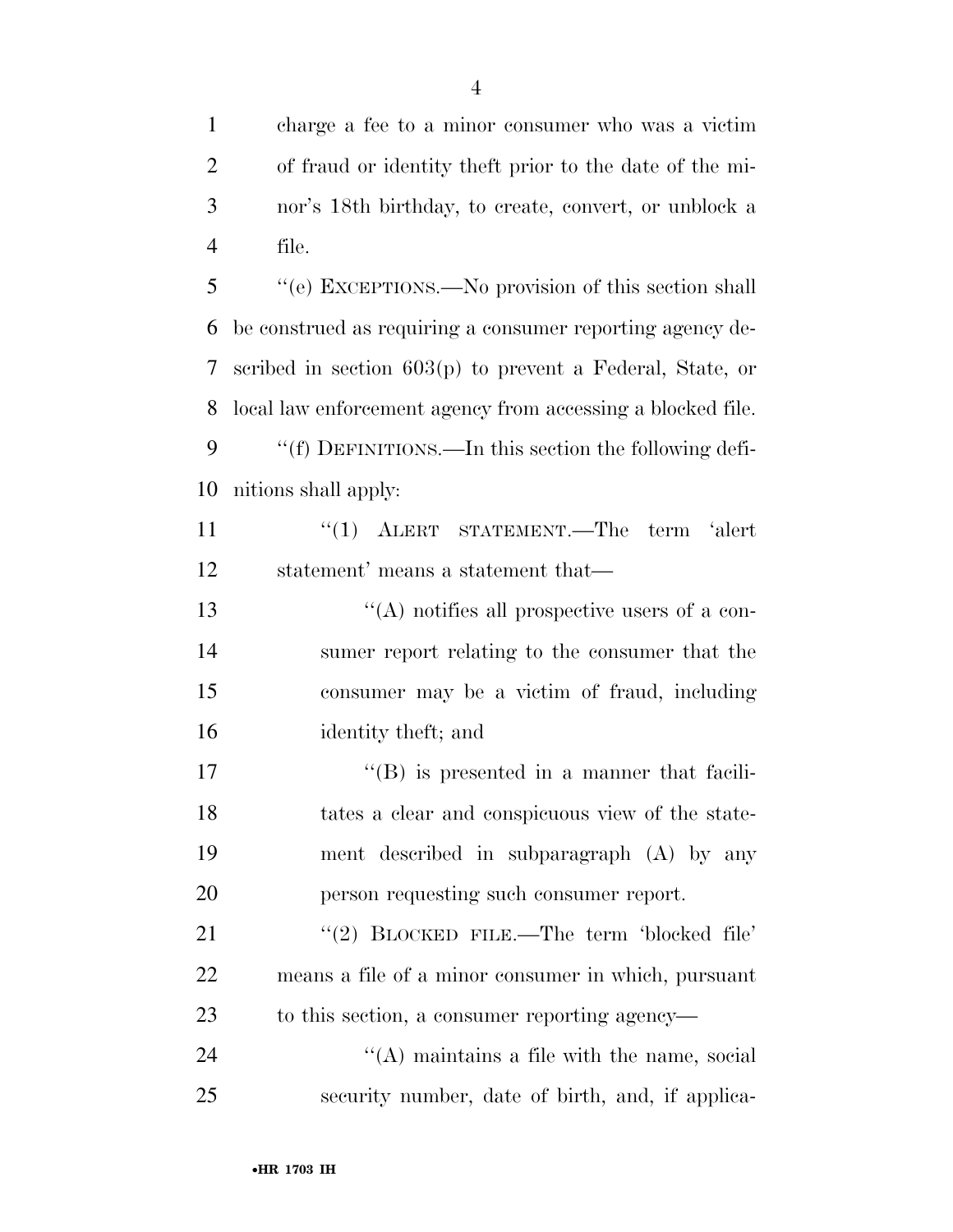charge a fee to a minor consumer who was a victim of fraud or identity theft prior to the date of the minor's 18th birthday, to create, convert, or unblock a file.

"(e) EXCEPTIONS.—No provision of this section shall be construed as requiring a consumer reporting agency described in section 603(p) to prevent a Federal, State, or local law enforcement agency from accessing a blocked file.

"(f) DEFINITIONS.—In this section the following definitions shall apply:

"(1) ALERT STATEMENT.—The term 'alert statement' means a statement that—

"(A) notifies all prospective users of a consumer report relating to the consumer that the consumer may be a victim of fraud, including identity theft; and

"(B) is presented in a manner that facilitates a clear and conspicuous view of the statement described in subparagraph (A) by any person requesting such consumer report.

"(2) BLOCKED FILE.—The term 'blocked file' means a file of a minor consumer in which, pursuant to this section, a consumer reporting agency—

"(A) maintains a file with the name, social security number, date of birth, and, if applica-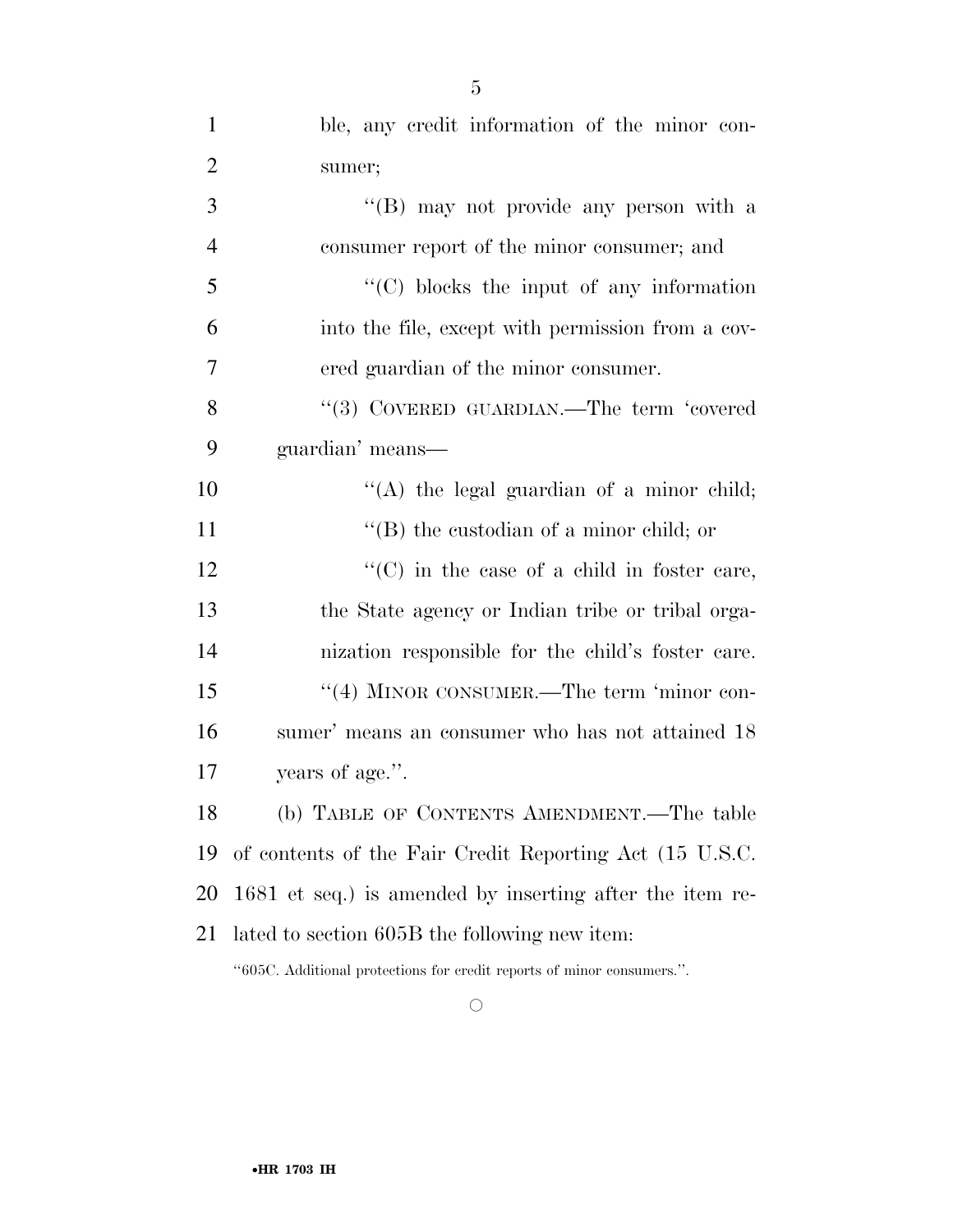ble, any credit information of the minor consumer;

''(B) may not provide any person with a consumer report of the minor consumer; and

''(C) blocks the input of any information into the file, except with permission from a covered guardian of the minor consumer.

''(3) COVERED GUARDIAN.—The term 'covered guardian' means—

''(A) the legal guardian of a minor child;

''(B) the custodian of a minor child; or

''(C) in the case of a child in foster care, the State agency or Indian tribe or tribal organization responsible for the child's foster care.

''(4) MINOR CONSUMER.—The term 'minor consumer' means an consumer who has not attained 18 years of age.''.

(b) TABLE OF CONTENTS AMENDMENT.—The table of contents of the Fair Credit Reporting Act (15 U.S.C. 1681 et seq.) is amended by inserting after the item related to section 605B the following new item:

''605C. Additional protections for credit reports of minor consumers.''.